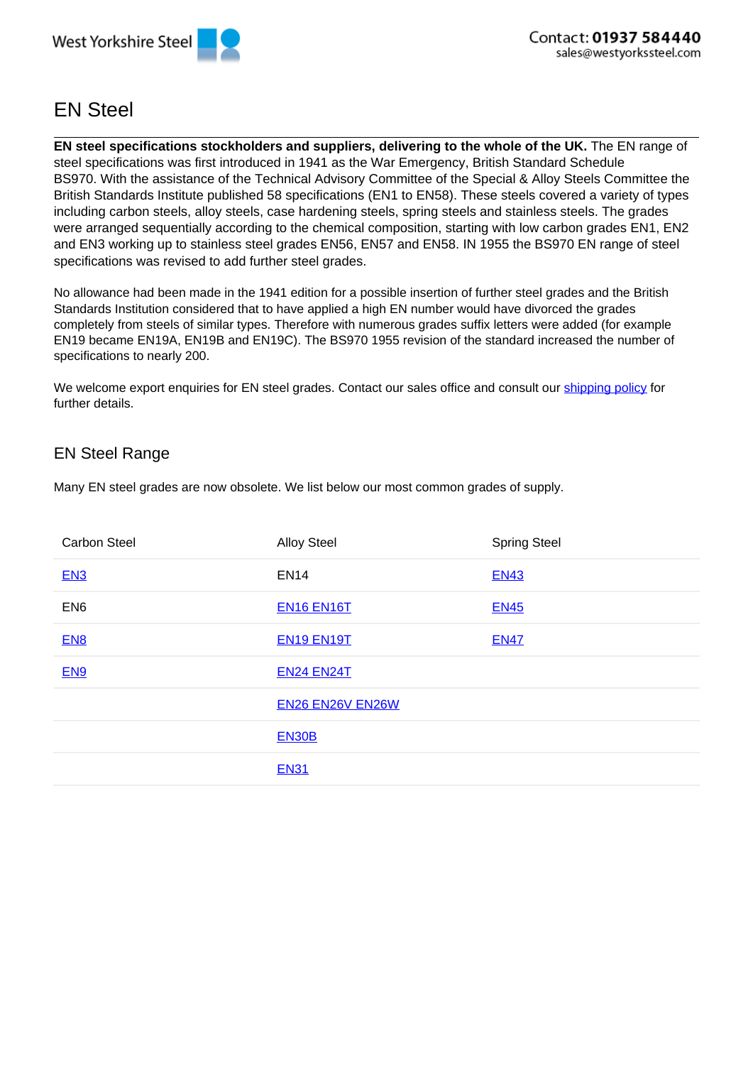West Yorkshire Steel

Contact: **01937 584440**
sales@westyorkssteel.com

# EN Steel

**EN steel specifications stockholders and suppliers, delivering to the whole of the UK.** The EN range of steel specifications was first introduced in 1941 as the War Emergency, British Standard Schedule BS970. With the assistance of the Technical Advisory Committee of the Special & Alloy Steels Committee the British Standards Institute published 58 specifications (EN1 to EN58). These steels covered a variety of types including carbon steels, alloy steels, case hardening steels, spring steels and stainless steels. The grades were arranged sequentially according to the chemical composition, starting with low carbon grades EN1, EN2 and EN3 working up to stainless steel grades EN56, EN57 and EN58. IN 1955 the BS970 EN range of steel specifications was revised to add further steel grades.

No allowance had been made in the 1941 edition for a possible insertion of further steel grades and the British Standards Institution considered that to have applied a high EN number would have divorced the grades completely from steels of similar types. Therefore with numerous grades suffix letters were added (for example EN19 became EN19A, EN19B and EN19C). The BS970 1955 revision of the standard increased the number of specifications to nearly 200.

We welcome export enquiries for EN steel grades. Contact our sales office and consult our shipping policy for further details.

## EN Steel Range

Many EN steel grades are now obsolete. We list below our most common grades of supply.

| Carbon Steel | Alloy Steel | Spring Steel |
|---|---|---|
| EN3 | EN14 | EN43 |
| EN6 | EN16 EN16T | EN45 |
| EN8 | EN19 EN19T | EN47 |
| EN9 | EN24 EN24T | |
| | EN26 EN26V EN26W | |
| | EN30B | |
| | EN31 | |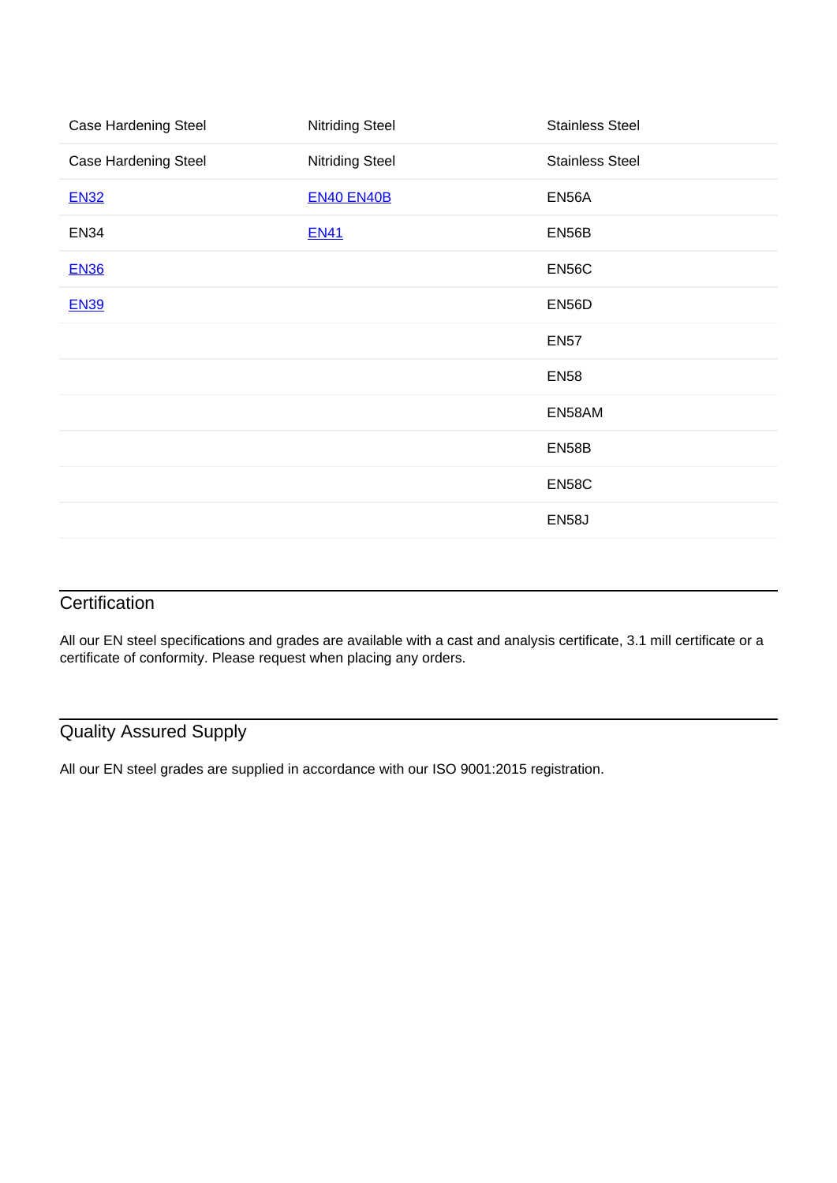| Case Hardening Steel | Nitriding Steel | Stainless Steel |
|---|---|---|
| Case Hardening Steel | Nitriding Steel | Stainless Steel |
| EN32 | EN40 EN40B | EN56A |
| EN34 | EN41 | EN56B |
| EN36 | | EN56C |
| EN39 | | EN56D |
| | | EN57 |
| | | EN58 |
| | | EN58AM |
| | | EN58B |
| | | EN58C |
| | | EN58J |

## Certification

All our EN steel specifications and grades are available with a cast and analysis certificate, 3.1 mill certificate or a certificate of conformity. Please request when placing any orders.

## Quality Assured Supply

All our EN steel grades are supplied in accordance with our ISO 9001:2015 registration.